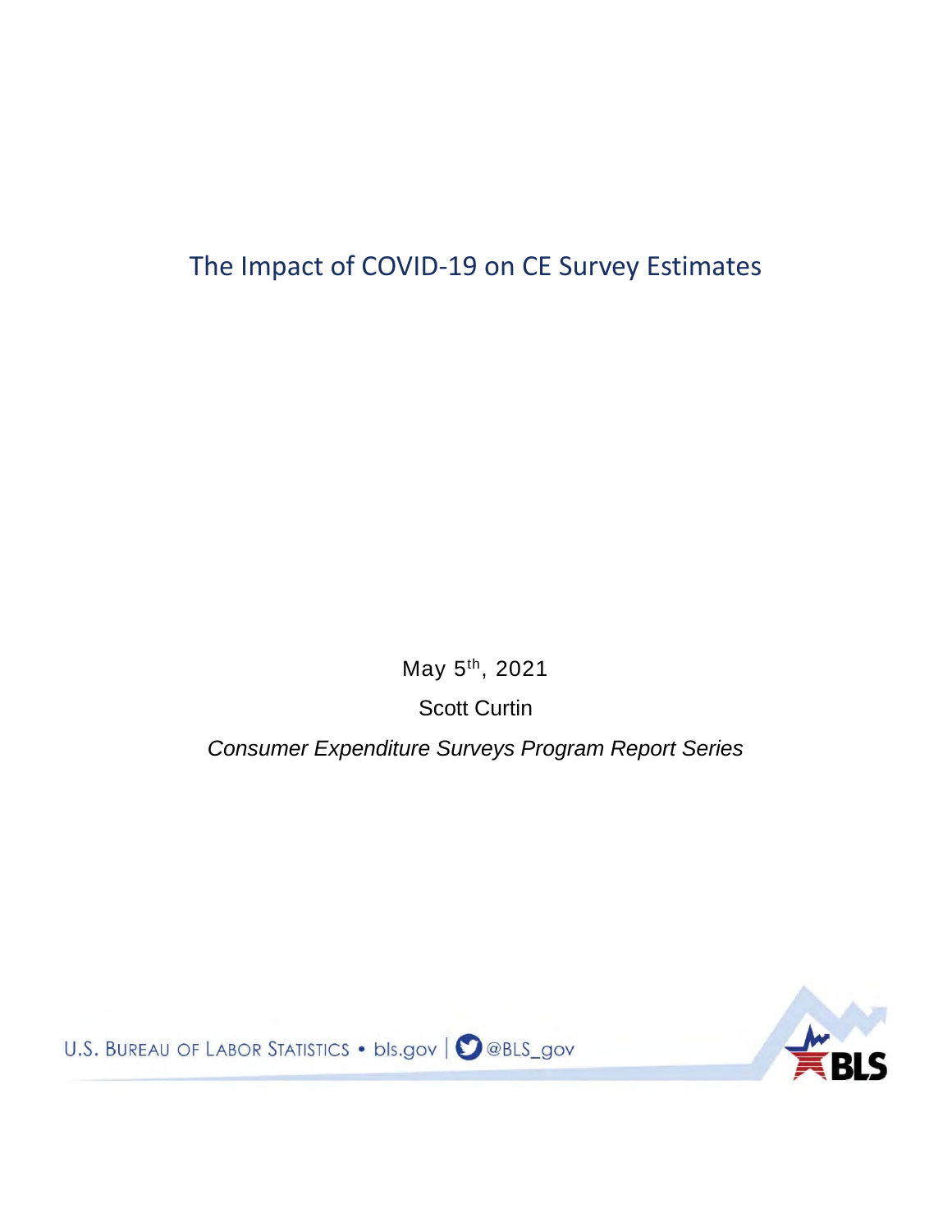# The Impact of COVID-19 on CE Survey Estimates

May 5th, 2021

Scott Curtin

*Consumer Expenditure Surveys Program Report Series*

U.S. BUREAU OF LABOR STATISTICS • bls.gov | @BLS_gov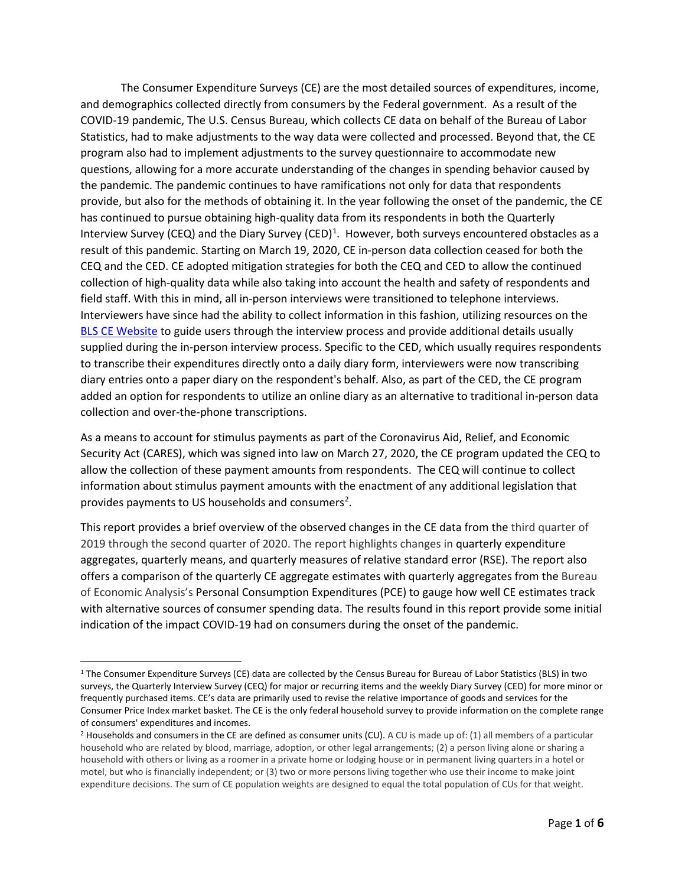The Consumer Expenditure Surveys (CE) are the most detailed sources of expenditures, income, and demographics collected directly from consumers by the Federal government. As a result of the COVID-19 pandemic, The U.S. Census Bureau, which collects CE data on behalf of the Bureau of Labor Statistics, had to make adjustments to the way data were collected and processed. Beyond that, the CE program also had to implement adjustments to the survey questionnaire to accommodate new questions, allowing for a more accurate understanding of the changes in spending behavior caused by the pandemic. The pandemic continues to have ramifications not only for data that respondents provide, but also for the methods of obtaining it. In the year following the onset of the pandemic, the CE has continued to pursue obtaining high-quality data from its respondents in both the Quarterly Interview Survey (CEQ) and the Diary Survey (CED)[1]. However, both surveys encountered obstacles as a result of this pandemic. Starting on March 19, 2020, CE in-person data collection ceased for both the CEQ and the CED. CE adopted mitigation strategies for both the CEQ and CED to allow the continued collection of high-quality data while also taking into account the health and safety of respondents and field staff. With this in mind, all in-person interviews were transitioned to telephone interviews. Interviewers have since had the ability to collect information in this fashion, utilizing resources on the [BLS CE Website] to guide users through the interview process and provide additional details usually supplied during the in-person interview process. Specific to the CED, which usually requires respondents to transcribe their expenditures directly onto a daily diary form, interviewers were now transcribing diary entries onto a paper diary on the respondent's behalf. Also, as part of the CED, the CE program added an option for respondents to utilize an online diary as an alternative to traditional in-person data collection and over-the-phone transcriptions.

As a means to account for stimulus payments as part of the Coronavirus Aid, Relief, and Economic Security Act (CARES), which was signed into law on March 27, 2020, the CE program updated the CEQ to allow the collection of these payment amounts from respondents. The CEQ will continue to collect information about stimulus payment amounts with the enactment of any additional legislation that provides payments to US households and consumers[2].

This report provides a brief overview of the observed changes in the CE data from the third quarter of 2019 through the second quarter of 2020. The report highlights changes in quarterly expenditure aggregates, quarterly means, and quarterly measures of relative standard error (RSE). The report also offers a comparison of the quarterly CE aggregate estimates with quarterly aggregates from the Bureau of Economic Analysis's Personal Consumption Expenditures (PCE) to gauge how well CE estimates track with alternative sources of consumer spending data. The results found in this report provide some initial indication of the impact COVID-19 had on consumers during the onset of the pandemic.

---

[1] The Consumer Expenditure Surveys (CE) data are collected by the Census Bureau for Bureau of Labor Statistics (BLS) in two surveys, the Quarterly Interview Survey (CEQ) for major or recurring items and the weekly Diary Survey (CED) for more minor or frequently purchased items. CE's data are primarily used to revise the relative importance of goods and services for the Consumer Price Index market basket. The CE is the only federal household survey to provide information on the complete range of consumers' expenditures and incomes.

[2] Households and consumers in the CE are defined as consumer units (CU). A CU is made up of: (1) all members of a particular household who are related by blood, marriage, adoption, or other legal arrangements; (2) a person living alone or sharing a household with others or living as a roomer in a private home or lodging house or in permanent living quarters in a hotel or motel, but who is financially independent; or (3) two or more persons living together who use their income to make joint expenditure decisions. The sum of CE population weights are designed to equal the total population of CUs for that weight.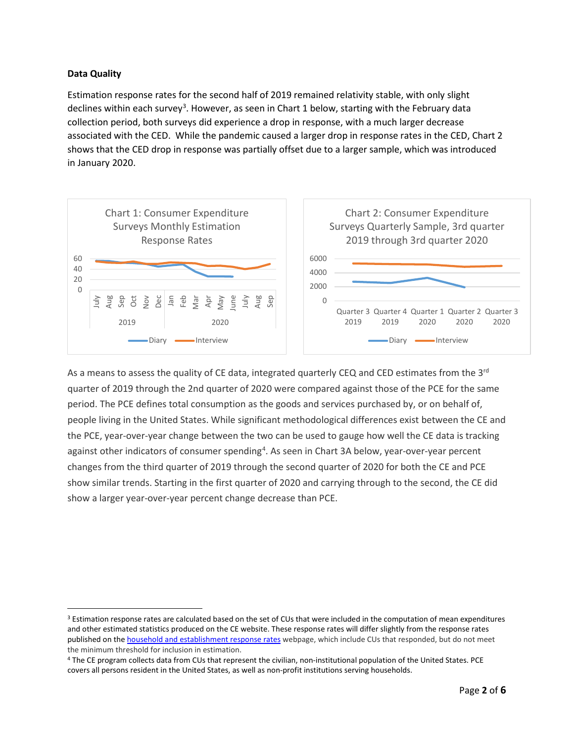**Data Quality**

Estimation response rates for the second half of 2019 remained relativity stable, with only slight declines within each survey[3]. However, as seen in Chart 1 below, starting with the February data collection period, both surveys did experience a drop in response, with a much larger decrease associated with the CED. While the pandemic caused a larger drop in response rates in the CED, Chart 2 shows that the CED drop in response was partially offset due to a larger sample, which was introduced in January 2020.

Chart 1: Consumer Expenditure Surveys Monthly Estimation Response Rates

Chart 2: Consumer Expenditure Surveys Quarterly Sample, 3rd quarter 2019 through 3rd quarter 2020

As a means to assess the quality of CE data, integrated quarterly CEQ and CED estimates from the 3rd quarter of 2019 through the 2nd quarter of 2020 were compared against those of the PCE for the same period. The PCE defines total consumption as the goods and services purchased by, or on behalf of, people living in the United States. While significant methodological differences exist between the CE and the PCE, year-over-year change between the two can be used to gauge how well the CE data is tracking against other indicators of consumer spending[4]. As seen in Chart 3A below, year-over-year percent changes from the third quarter of 2019 through the second quarter of 2020 for both the CE and PCE show similar trends. Starting in the first quarter of 2020 and carrying through to the second, the CE did show a larger year-over-year percent change decrease than PCE.

[3] Estimation response rates are calculated based on the set of CUs that were included in the computation of mean expenditures and other estimated statistics produced on the CE website. These response rates will differ slightly from the response rates published on the household and establishment response rates webpage, which include CUs that responded, but do not meet the minimum threshold for inclusion in estimation.

[4] The CE program collects data from CUs that represent the civilian, non-institutional population of the United States. PCE covers all persons resident in the United States, as well as non-profit institutions serving households.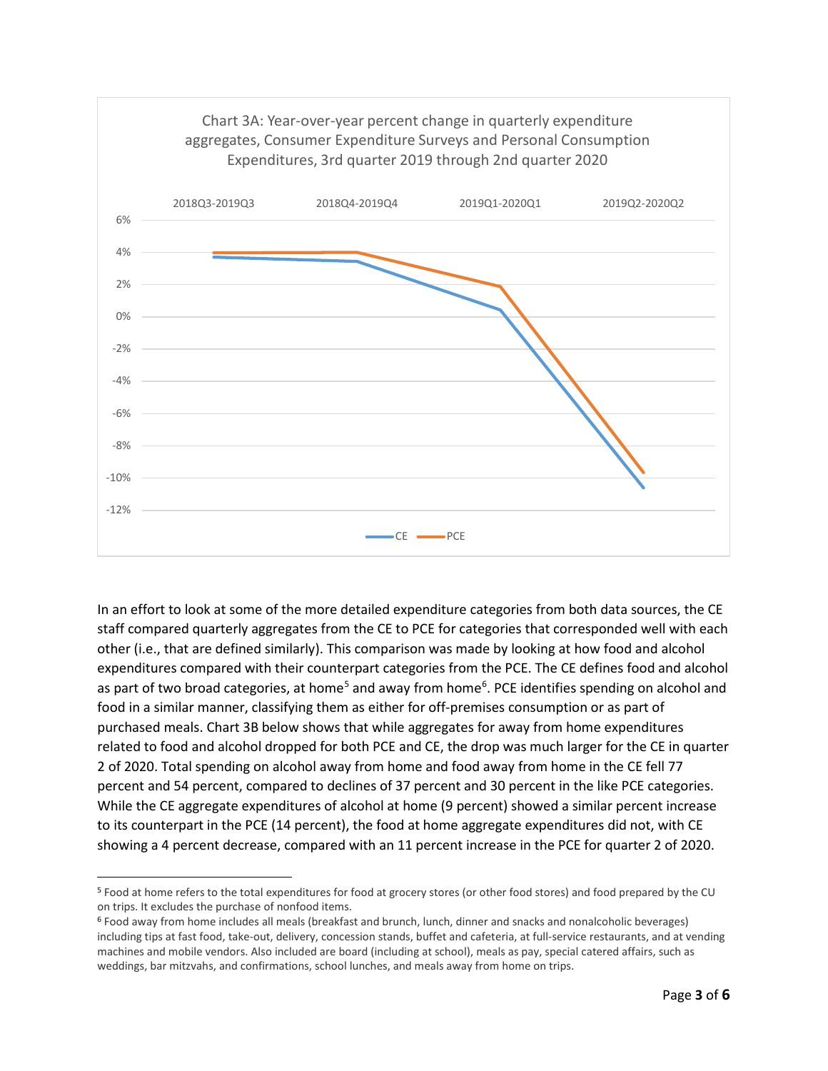Chart 3A: Year-over-year percent change in quarterly expenditure aggregates, Consumer Expenditure Surveys and Personal Consumption Expenditures, 3rd quarter 2019 through 2nd quarter 2020

In an effort to look at some of the more detailed expenditure categories from both data sources, the CE staff compared quarterly aggregates from the CE to PCE for categories that corresponded well with each other (i.e., that are defined similarly). This comparison was made by looking at how food and alcohol expenditures compared with their counterpart categories from the PCE. The CE defines food and alcohol as part of two broad categories, at home[5] and away from home[6]. PCE identifies spending on alcohol and food in a similar manner, classifying them as either for off-premises consumption or as part of purchased meals. Chart 3B below shows that while aggregates for away from home expenditures related to food and alcohol dropped for both PCE and CE, the drop was much larger for the CE in quarter 2 of 2020. Total spending on alcohol away from home and food away from home in the CE fell 77 percent and 54 percent, compared to declines of 37 percent and 30 percent in the like PCE categories. While the CE aggregate expenditures of alcohol at home (9 percent) showed a similar percent increase to its counterpart in the PCE (14 percent), the food at home aggregate expenditures did not, with CE showing a 4 percent decrease, compared with an 11 percent increase in the PCE for quarter 2 of 2020.

---

[5] Food at home refers to the total expenditures for food at grocery stores (or other food stores) and food prepared by the CU on trips. It excludes the purchase of nonfood items.

[6] Food away from home includes all meals (breakfast and brunch, lunch, dinner and snacks and nonalcoholic beverages) including tips at fast food, take-out, delivery, concession stands, buffet and cafeteria, at full-service restaurants, and at vending machines and mobile vendors. Also included are board (including at school), meals as pay, special catered affairs, such as weddings, bar mitzvahs, and confirmations, school lunches, and meals away from home on trips.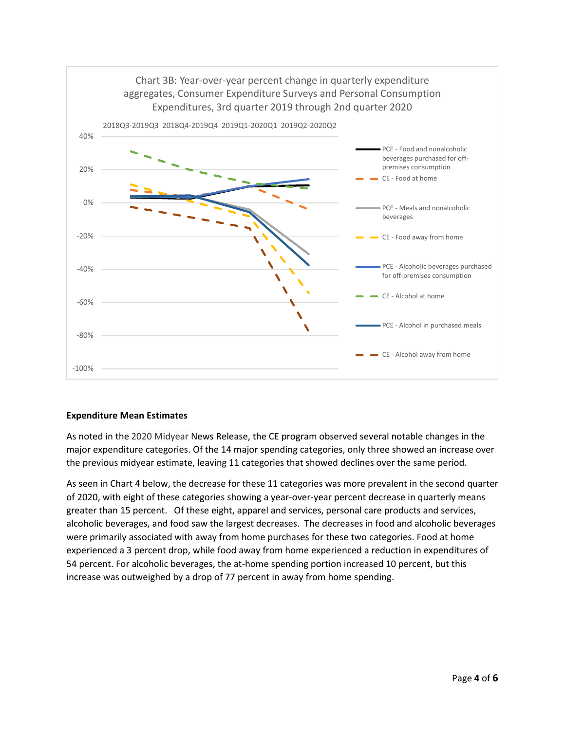Chart 3B: Year-over-year percent change in quarterly expenditure aggregates, Consumer Expenditure Surveys and Personal Consumption Expenditures, 3rd quarter 2019 through 2nd quarter 2020

2018Q3-2019Q3 2018Q4-2019Q4 2019Q1-2020Q1 2019Q2-2020Q2

40%
20%
0%
-20%
-40%
-60%
-80%
-100%

PCE - Food and nonalcoholic beverages purchased for off-premises consumption
CE - Food at home
PCE - Meals and nonalcoholic beverages
CE - Food away from home
PCE - Alcoholic beverages purchased for off-premises consumption
CE - Alcohol at home
PCE - Alcohol in purchased meals
CE - Alcohol away from home

**Expenditure Mean Estimates**

As noted in the 2020 Midyear News Release, the CE program observed several notable changes in the major expenditure categories. Of the 14 major spending categories, only three showed an increase over the previous midyear estimate, leaving 11 categories that showed declines over the same period.

As seen in Chart 4 below, the decrease for these 11 categories was more prevalent in the second quarter of 2020, with eight of these categories showing a year-over-year percent decrease in quarterly means greater than 15 percent. Of these eight, apparel and services, personal care products and services, alcoholic beverages, and food saw the largest decreases. The decreases in food and alcoholic beverages were primarily associated with away from home purchases for these two categories. Food at home experienced a 3 percent drop, while food away from home experienced a reduction in expenditures of 54 percent. For alcoholic beverages, the at-home spending portion increased 10 percent, but this increase was outweighed by a drop of 77 percent in away from home spending.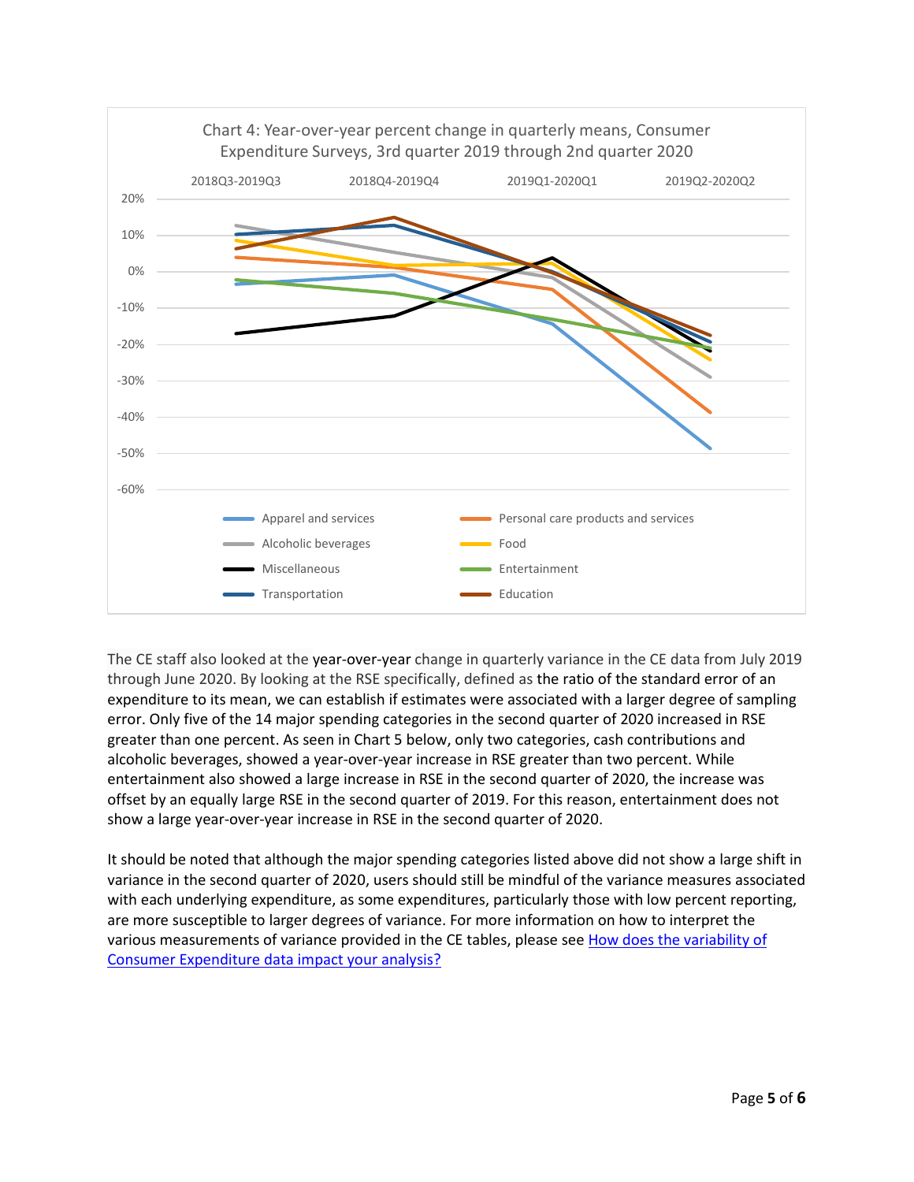Chart 4: Year-over-year percent change in quarterly means, Consumer Expenditure Surveys, 3rd quarter 2019 through 2nd quarter 2020

The CE staff also looked at the year-over-year change in quarterly variance in the CE data from July 2019 through June 2020. By looking at the RSE specifically, defined as the ratio of the standard error of an expenditure to its mean, we can establish if estimates were associated with a larger degree of sampling error. Only five of the 14 major spending categories in the second quarter of 2020 increased in RSE greater than one percent. As seen in Chart 5 below, only two categories, cash contributions and alcoholic beverages, showed a year-over-year increase in RSE greater than two percent. While entertainment also showed a large increase in RSE in the second quarter of 2020, the increase was offset by an equally large RSE in the second quarter of 2019. For this reason, entertainment does not show a large year-over-year increase in RSE in the second quarter of 2020.

It should be noted that although the major spending categories listed above did not show a large shift in variance in the second quarter of 2020, users should still be mindful of the variance measures associated with each underlying expenditure, as some expenditures, particularly those with low percent reporting, are more susceptible to larger degrees of variance. For more information on how to interpret the various measurements of variance provided in the CE tables, please see [How does the variability of Consumer Expenditure data impact your analysis?]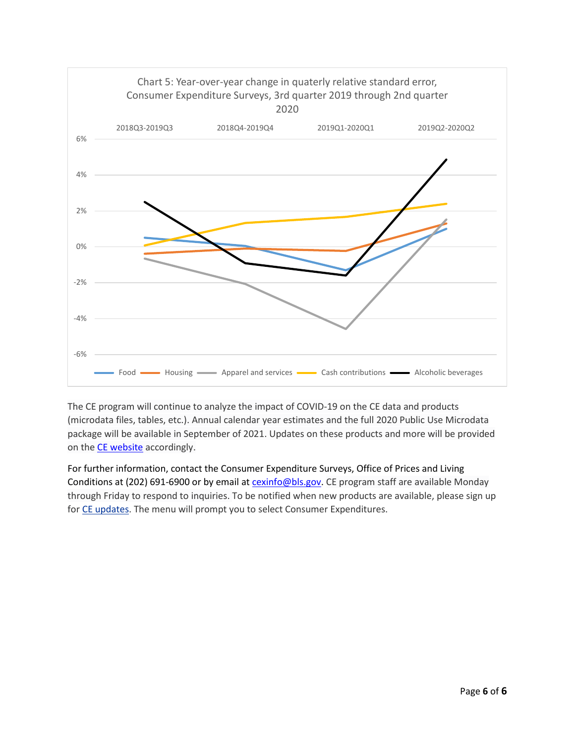Chart 5: Year-over-year change in quaterly relative standard error, Consumer Expenditure Surveys, 3rd quarter 2019 through 2nd quarter 2020

2018Q3-2019Q3
2018Q4-2019Q4
2019Q1-2020Q1
2019Q2-2020Q2

6%
4%
2%
0%
-2%
-4%
-6%

Food
Housing
Apparel and services
Cash contributions
Alcoholic beverages

The CE program will continue to analyze the impact of COVID-19 on the CE data and products (microdata files, tables, etc.). Annual calendar year estimates and the full 2020 Public Use Microdata package will be available in September of 2021. Updates on these products and more will be provided on the [CE website](https://www.bls.gov/cex/) accordingly.

For further information, contact the Consumer Expenditure Surveys, Office of Prices and Living Conditions at (202) 691-6900 or by email at [cexinfo@bls.gov](mailto:cexinfo@bls.gov). CE program staff are available Monday through Friday to respond to inquiries. To be notified when new products are available, please sign up for [CE updates](#). The menu will prompt you to select Consumer Expenditures.